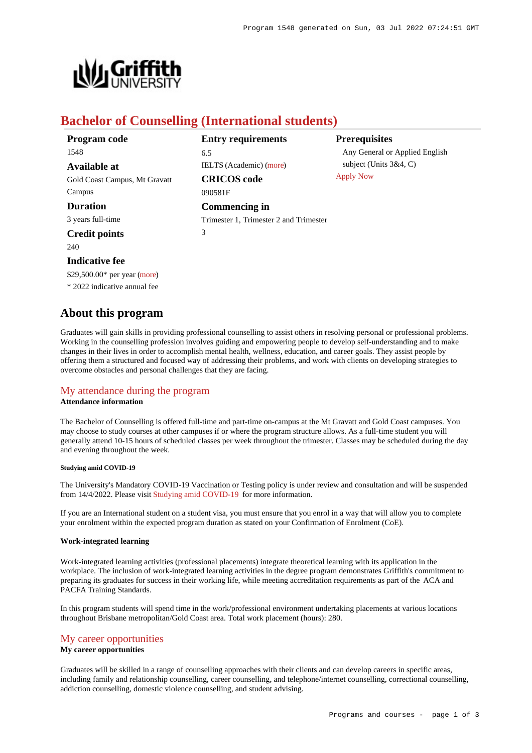# Bachelor of Counselling (International students)

**Program code**
1548

**Available at**
Gold Coast Campus, Mt Gravatt Campus

**Duration**
3 years full-time

**Credit points**
240

**Indicative fee**
$29,500.00* per year (more)
* 2022 indicative annual fee

**Entry requirements**
6.5
IELTS (Academic) (more)

**CRICOS code**
090581F

**Commencing in**
Trimester 1, Trimester 2 and Trimester 3

**Prerequisites**
Any General or Applied English subject (Units 3&4, C)

Apply Now

## About this program

Graduates will gain skills in providing professional counselling to assist others in resolving personal or professional problems. Working in the counselling profession involves guiding and empowering people to develop self-understanding and to make changes in their lives in order to accomplish mental health, wellness, education, and career goals. They assist people by offering them a structured and focused way of addressing their problems, and work with clients on developing strategies to overcome obstacles and personal challenges that they are facing.

### My attendance during the program

**Attendance information**

The Bachelor of Counselling is offered full-time and part-time on-campus at the Mt Gravatt and Gold Coast campuses. You may choose to study courses at other campuses if or where the program structure allows. As a full-time student you will generally attend 10-15 hours of scheduled classes per week throughout the trimester. Classes may be scheduled during the day and evening throughout the week.

###### Studying amid COVID-19

The University's Mandatory COVID-19 Vaccination or Testing policy is under review and consultation and will be suspended from 14/4/2022. Please visit Studying amid COVID-19 for more information.

If you are an International student on a student visa, you must ensure that you enrol in a way that will allow you to complete your enrolment within the expected program duration as stated on your Confirmation of Enrolment (CoE).

**Work-integrated learning**

Work-integrated learning activities (professional placements) integrate theoretical learning with its application in the workplace. The inclusion of work-integrated learning activities in the degree program demonstrates Griffith's commitment to preparing its graduates for success in their working life, while meeting accreditation requirements as part of the ACA and PACFA Training Standards.

In this program students will spend time in the work/professional environment undertaking placements at various locations throughout Brisbane metropolitan/Gold Coast area. Total work placement (hours): 280.

### My career opportunities

**My career opportunities**

Graduates will be skilled in a range of counselling approaches with their clients and can develop careers in specific areas, including family and relationship counselling, career counselling, and telephone/internet counselling, correctional counselling, addiction counselling, domestic violence counselling, and student advising.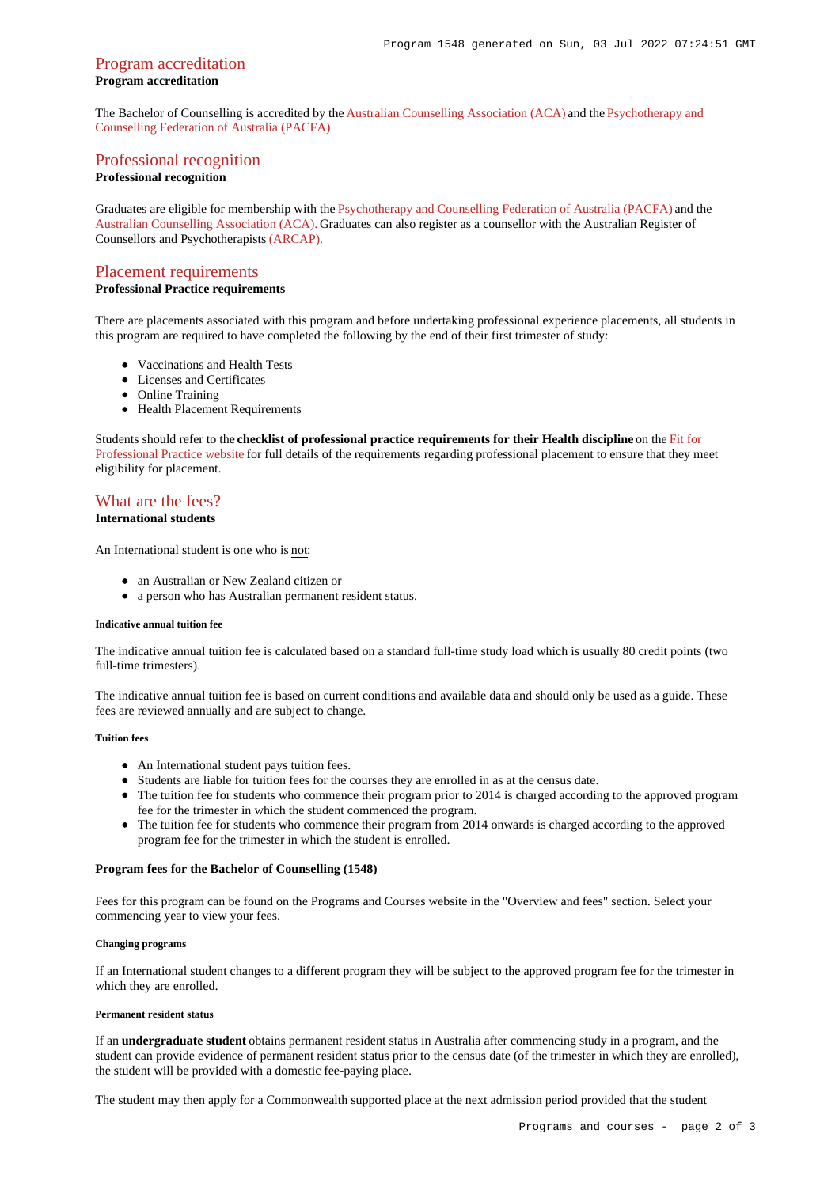## Program accreditation

**Program accreditation**

The Bachelor of Counselling is accredited by the Australian Counselling Association (ACA) and the Psychotherapy and Counselling Federation of Australia (PACFA)

## Professional recognition

**Professional recognition**

Graduates are eligible for membership with the Psychotherapy and Counselling Federation of Australia (PACFA) and the Australian Counselling Association (ACA). Graduates can also register as a counsellor with the Australian Register of Counsellors and Psychotherapists (ARCAP).

## Placement requirements

**Professional Practice requirements**

There are placements associated with this program and before undertaking professional experience placements, all students in this program are required to have completed the following by the end of their first trimester of study:

- Vaccinations and Health Tests
- Licenses and Certificates
- Online Training
- Health Placement Requirements

Students should refer to the **checklist of professional practice requirements for their Health discipline** on the Fit for Professional Practice website for full details of the requirements regarding professional placement to ensure that they meet eligibility for placement.

## What are the fees?

**International students**

An International student is one who is not:

- an Australian or New Zealand citizen or
- a person who has Australian permanent resident status.

##### Indicative annual tuition fee

The indicative annual tuition fee is calculated based on a standard full-time study load which is usually 80 credit points (two full-time trimesters).

The indicative annual tuition fee is based on current conditions and available data and should only be used as a guide. These fees are reviewed annually and are subject to change.

##### Tuition fees

- An International student pays tuition fees.
- Students are liable for tuition fees for the courses they are enrolled in as at the census date.
- The tuition fee for students who commence their program prior to 2014 is charged according to the approved program fee for the trimester in which the student commenced the program.
- The tuition fee for students who commence their program from 2014 onwards is charged according to the approved program fee for the trimester in which the student is enrolled.

**Program fees for the Bachelor of Counselling (1548)**

Fees for this program can be found on the Programs and Courses website in the "Overview and fees" section. Select your commencing year to view your fees.

##### Changing programs

If an International student changes to a different program they will be subject to the approved program fee for the trimester in which they are enrolled.

##### Permanent resident status

If an **undergraduate student** obtains permanent resident status in Australia after commencing study in a program, and the student can provide evidence of permanent resident status prior to the census date (of the trimester in which they are enrolled), the student will be provided with a domestic fee-paying place.

The student may then apply for a Commonwealth supported place at the next admission period provided that the student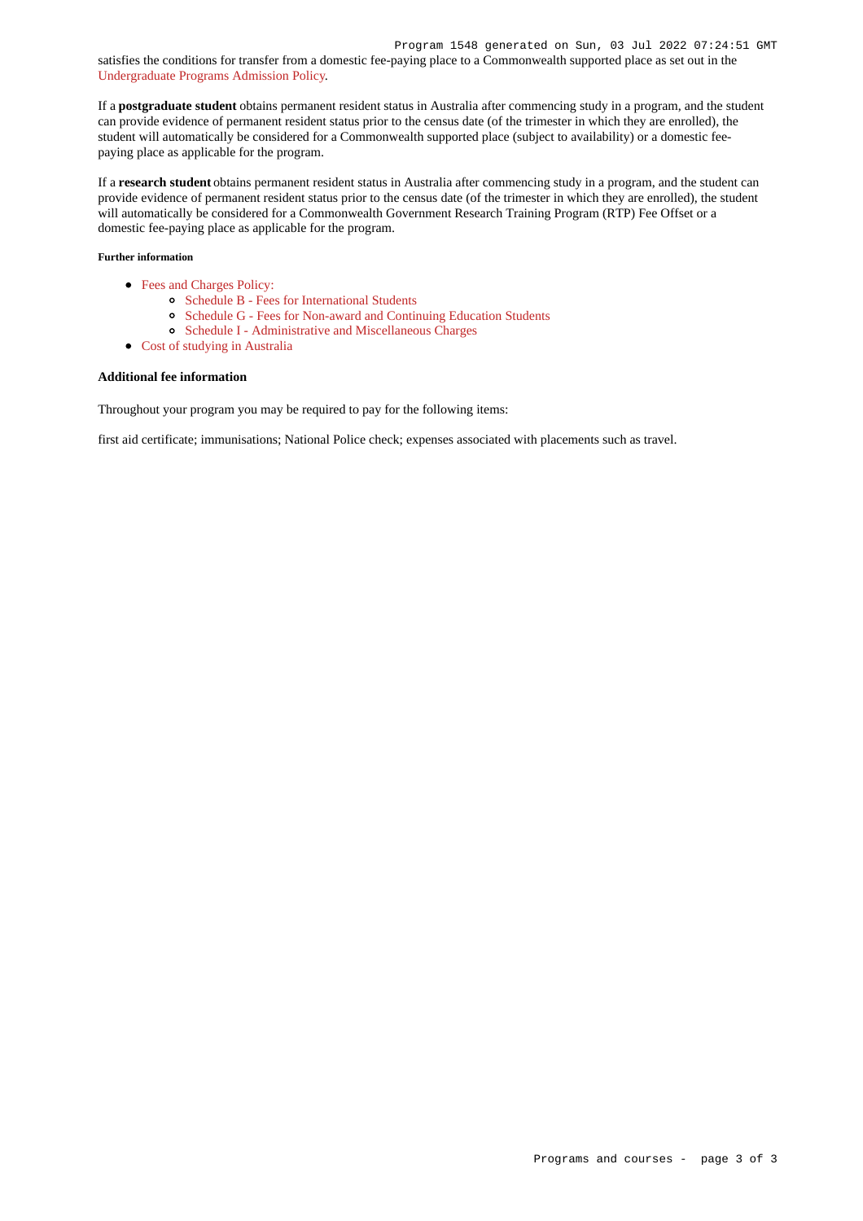satisfies the conditions for transfer from a domestic fee-paying place to a Commonwealth supported place as set out in the Undergraduate Programs Admission Policy.

If a **postgraduate student** obtains permanent resident status in Australia after commencing study in a program, and the student can provide evidence of permanent resident status prior to the census date (of the trimester in which they are enrolled), the student will automatically be considered for a Commonwealth supported place (subject to availability) or a domestic fee-paying place as applicable for the program.

If a **research student** obtains permanent resident status in Australia after commencing study in a program, and the student can provide evidence of permanent resident status prior to the census date (of the trimester in which they are enrolled), the student will automatically be considered for a Commonwealth Government Research Training Program (RTP) Fee Offset or a domestic fee-paying place as applicable for the program.

##### Further information

- Fees and Charges Policy:
    - Schedule B - Fees for International Students
    - Schedule G - Fees for Non-award and Continuing Education Students
    - Schedule I - Administrative and Miscellaneous Charges
- Cost of studying in Australia

### Additional fee information

Throughout your program you may be required to pay for the following items:

first aid certificate; immunisations; National Police check; expenses associated with placements such as travel.